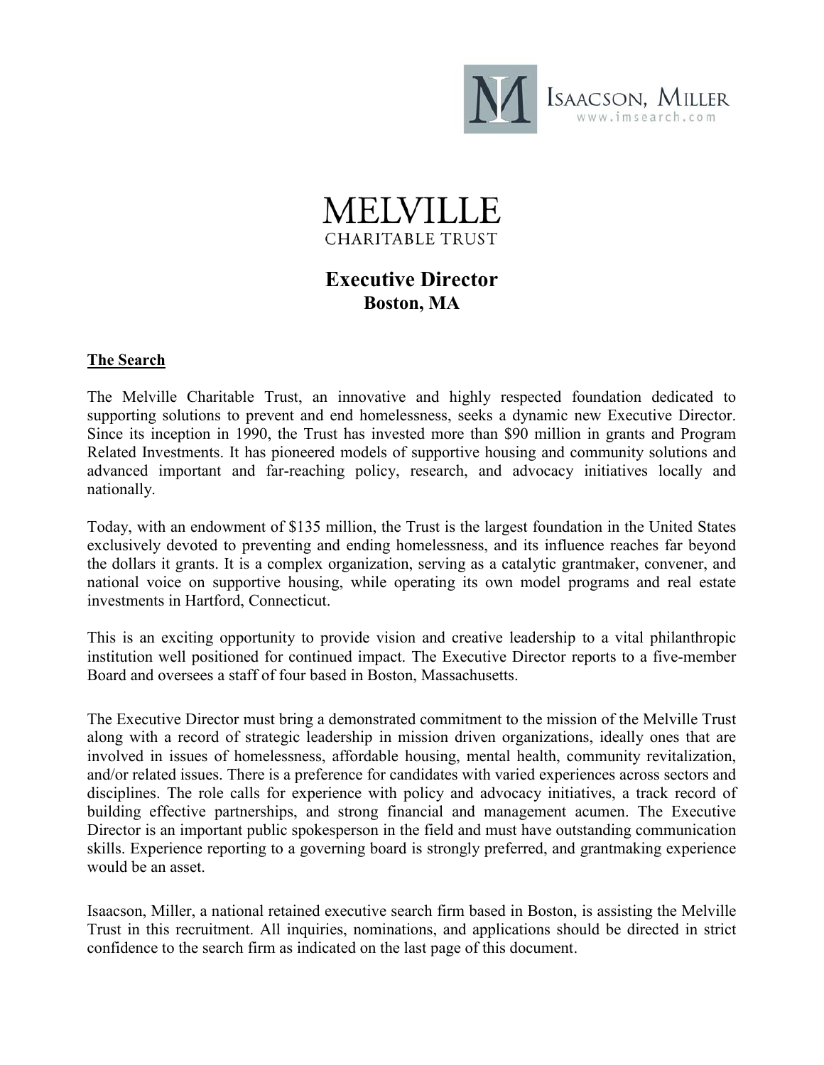ISAACSON, MILLER
www.imsearch.com

# MELVILLE
CHARITABLE TRUST

## Executive Director
**Boston, MA**

### The Search

The Melville Charitable Trust, an innovative and highly respected foundation dedicated to supporting solutions to prevent and end homelessness, seeks a dynamic new Executive Director. Since its inception in 1990, the Trust has invested more than $90 million in grants and Program Related Investments. It has pioneered models of supportive housing and community solutions and advanced important and far-reaching policy, research, and advocacy initiatives locally and nationally.

Today, with an endowment of $135 million, the Trust is the largest foundation in the United States exclusively devoted to preventing and ending homelessness, and its influence reaches far beyond the dollars it grants. It is a complex organization, serving as a catalytic grantmaker, convener, and national voice on supportive housing, while operating its own model programs and real estate investments in Hartford, Connecticut.

This is an exciting opportunity to provide vision and creative leadership to a vital philanthropic institution well positioned for continued impact. The Executive Director reports to a five-member Board and oversees a staff of four based in Boston, Massachusetts.

The Executive Director must bring a demonstrated commitment to the mission of the Melville Trust along with a record of strategic leadership in mission driven organizations, ideally ones that are involved in issues of homelessness, affordable housing, mental health, community revitalization, and/or related issues. There is a preference for candidates with varied experiences across sectors and disciplines. The role calls for experience with policy and advocacy initiatives, a track record of building effective partnerships, and strong financial and management acumen. The Executive Director is an important public spokesperson in the field and must have outstanding communication skills. Experience reporting to a governing board is strongly preferred, and grantmaking experience would be an asset.

Isaacson, Miller, a national retained executive search firm based in Boston, is assisting the Melville Trust in this recruitment. All inquiries, nominations, and applications should be directed in strict confidence to the search firm as indicated on the last page of this document.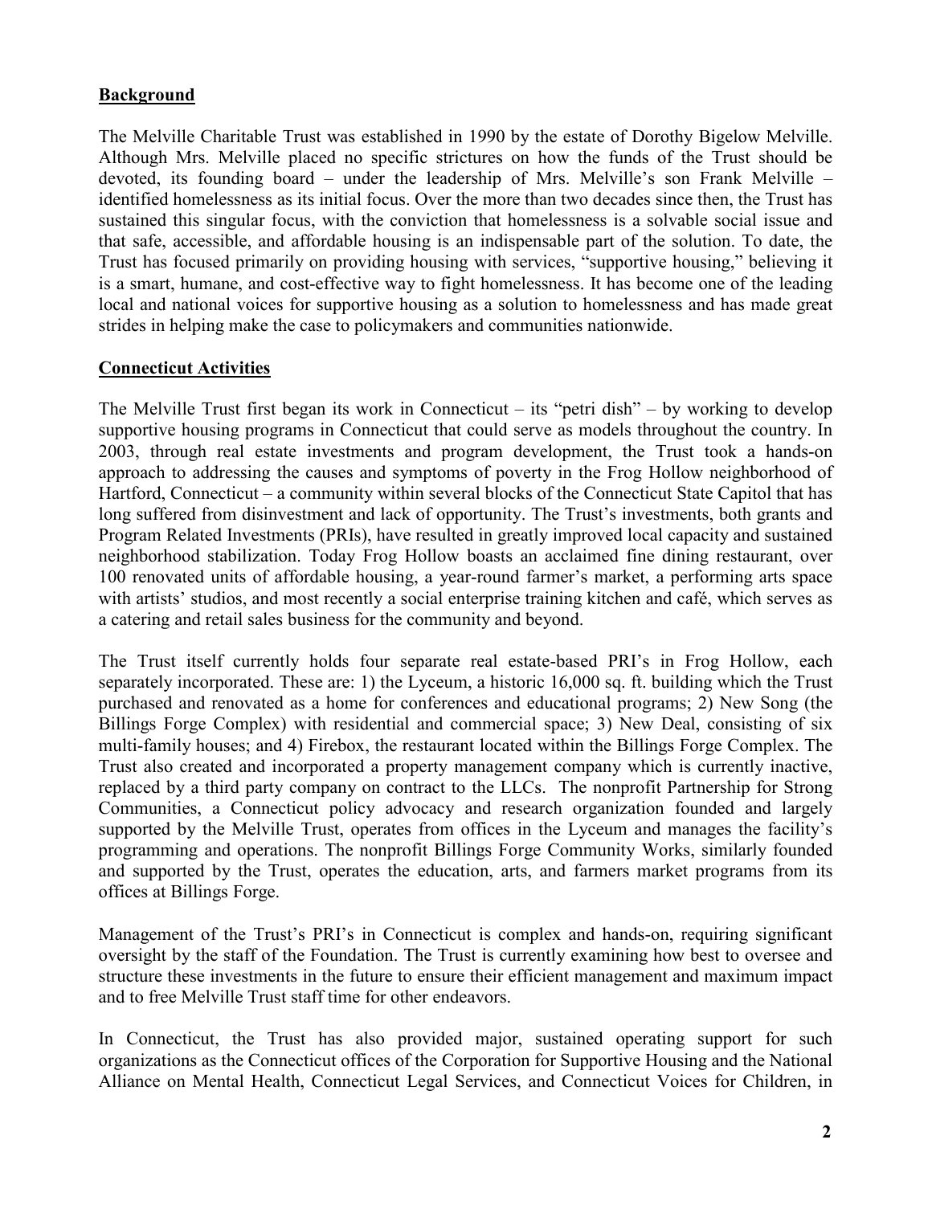**Background**

The Melville Charitable Trust was established in 1990 by the estate of Dorothy Bigelow Melville. Although Mrs. Melville placed no specific strictures on how the funds of the Trust should be devoted, its founding board – under the leadership of Mrs. Melville's son Frank Melville – identified homelessness as its initial focus. Over the more than two decades since then, the Trust has sustained this singular focus, with the conviction that homelessness is a solvable social issue and that safe, accessible, and affordable housing is an indispensable part of the solution. To date, the Trust has focused primarily on providing housing with services, "supportive housing," believing it is a smart, humane, and cost-effective way to fight homelessness. It has become one of the leading local and national voices for supportive housing as a solution to homelessness and has made great strides in helping make the case to policymakers and communities nationwide.

**Connecticut Activities**

The Melville Trust first began its work in Connecticut – its "petri dish" – by working to develop supportive housing programs in Connecticut that could serve as models throughout the country. In 2003, through real estate investments and program development, the Trust took a hands-on approach to addressing the causes and symptoms of poverty in the Frog Hollow neighborhood of Hartford, Connecticut – a community within several blocks of the Connecticut State Capitol that has long suffered from disinvestment and lack of opportunity. The Trust's investments, both grants and Program Related Investments (PRIs), have resulted in greatly improved local capacity and sustained neighborhood stabilization. Today Frog Hollow boasts an acclaimed fine dining restaurant, over 100 renovated units of affordable housing, a year-round farmer's market, a performing arts space with artists' studios, and most recently a social enterprise training kitchen and café, which serves as a catering and retail sales business for the community and beyond.

The Trust itself currently holds four separate real estate-based PRI's in Frog Hollow, each separately incorporated. These are: 1) the Lyceum, a historic 16,000 sq. ft. building which the Trust purchased and renovated as a home for conferences and educational programs; 2) New Song (the Billings Forge Complex) with residential and commercial space; 3) New Deal, consisting of six multi-family houses; and 4) Firebox, the restaurant located within the Billings Forge Complex. The Trust also created and incorporated a property management company which is currently inactive, replaced by a third party company on contract to the LLCs. The nonprofit Partnership for Strong Communities, a Connecticut policy advocacy and research organization founded and largely supported by the Melville Trust, operates from offices in the Lyceum and manages the facility's programming and operations. The nonprofit Billings Forge Community Works, similarly founded and supported by the Trust, operates the education, arts, and farmers market programs from its offices at Billings Forge.

Management of the Trust's PRI's in Connecticut is complex and hands-on, requiring significant oversight by the staff of the Foundation. The Trust is currently examining how best to oversee and structure these investments in the future to ensure their efficient management and maximum impact and to free Melville Trust staff time for other endeavors.

In Connecticut, the Trust has also provided major, sustained operating support for such organizations as the Connecticut offices of the Corporation for Supportive Housing and the National Alliance on Mental Health, Connecticut Legal Services, and Connecticut Voices for Children, in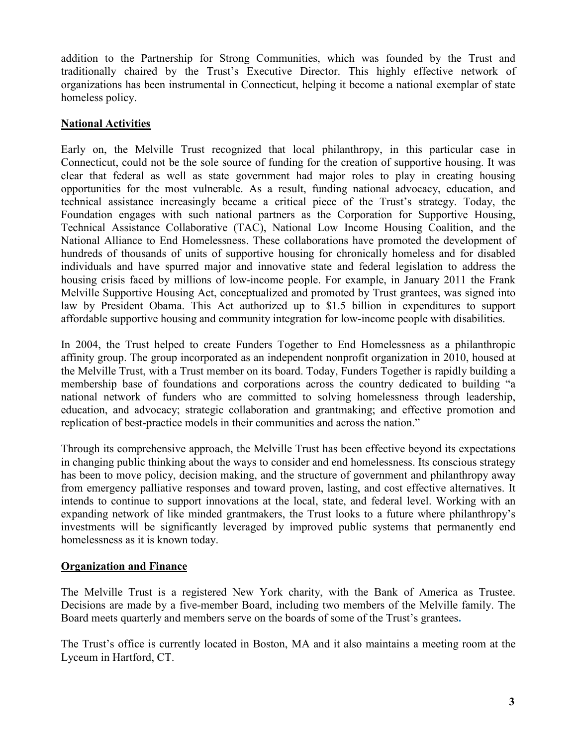addition to the Partnership for Strong Communities, which was founded by the Trust and traditionally chaired by the Trust's Executive Director. This highly effective network of organizations has been instrumental in Connecticut, helping it become a national exemplar of state homeless policy.

## National Activities

Early on, the Melville Trust recognized that local philanthropy, in this particular case in Connecticut, could not be the sole source of funding for the creation of supportive housing. It was clear that federal as well as state government had major roles to play in creating housing opportunities for the most vulnerable. As a result, funding national advocacy, education, and technical assistance increasingly became a critical piece of the Trust's strategy. Today, the Foundation engages with such national partners as the Corporation for Supportive Housing, Technical Assistance Collaborative (TAC), National Low Income Housing Coalition, and the National Alliance to End Homelessness. These collaborations have promoted the development of hundreds of thousands of units of supportive housing for chronically homeless and for disabled individuals and have spurred major and innovative state and federal legislation to address the housing crisis faced by millions of low-income people. For example, in January 2011 the Frank Melville Supportive Housing Act, conceptualized and promoted by Trust grantees, was signed into law by President Obama. This Act authorized up to $1.5 billion in expenditures to support affordable supportive housing and community integration for low-income people with disabilities.

In 2004, the Trust helped to create Funders Together to End Homelessness as a philanthropic affinity group. The group incorporated as an independent nonprofit organization in 2010, housed at the Melville Trust, with a Trust member on its board. Today, Funders Together is rapidly building a membership base of foundations and corporations across the country dedicated to building "a national network of funders who are committed to solving homelessness through leadership, education, and advocacy; strategic collaboration and grantmaking; and effective promotion and replication of best-practice models in their communities and across the nation."

Through its comprehensive approach, the Melville Trust has been effective beyond its expectations in changing public thinking about the ways to consider and end homelessness. Its conscious strategy has been to move policy, decision making, and the structure of government and philanthropy away from emergency palliative responses and toward proven, lasting, and cost effective alternatives. It intends to continue to support innovations at the local, state, and federal level. Working with an expanding network of like minded grantmakers, the Trust looks to a future where philanthropy's investments will be significantly leveraged by improved public systems that permanently end homelessness as it is known today.

## Organization and Finance

The Melville Trust is a registered New York charity, with the Bank of America as Trustee. Decisions are made by a five-member Board, including two members of the Melville family. The Board meets quarterly and members serve on the boards of some of the Trust's grantees.

The Trust's office is currently located in Boston, MA and it also maintains a meeting room at the Lyceum in Hartford, CT.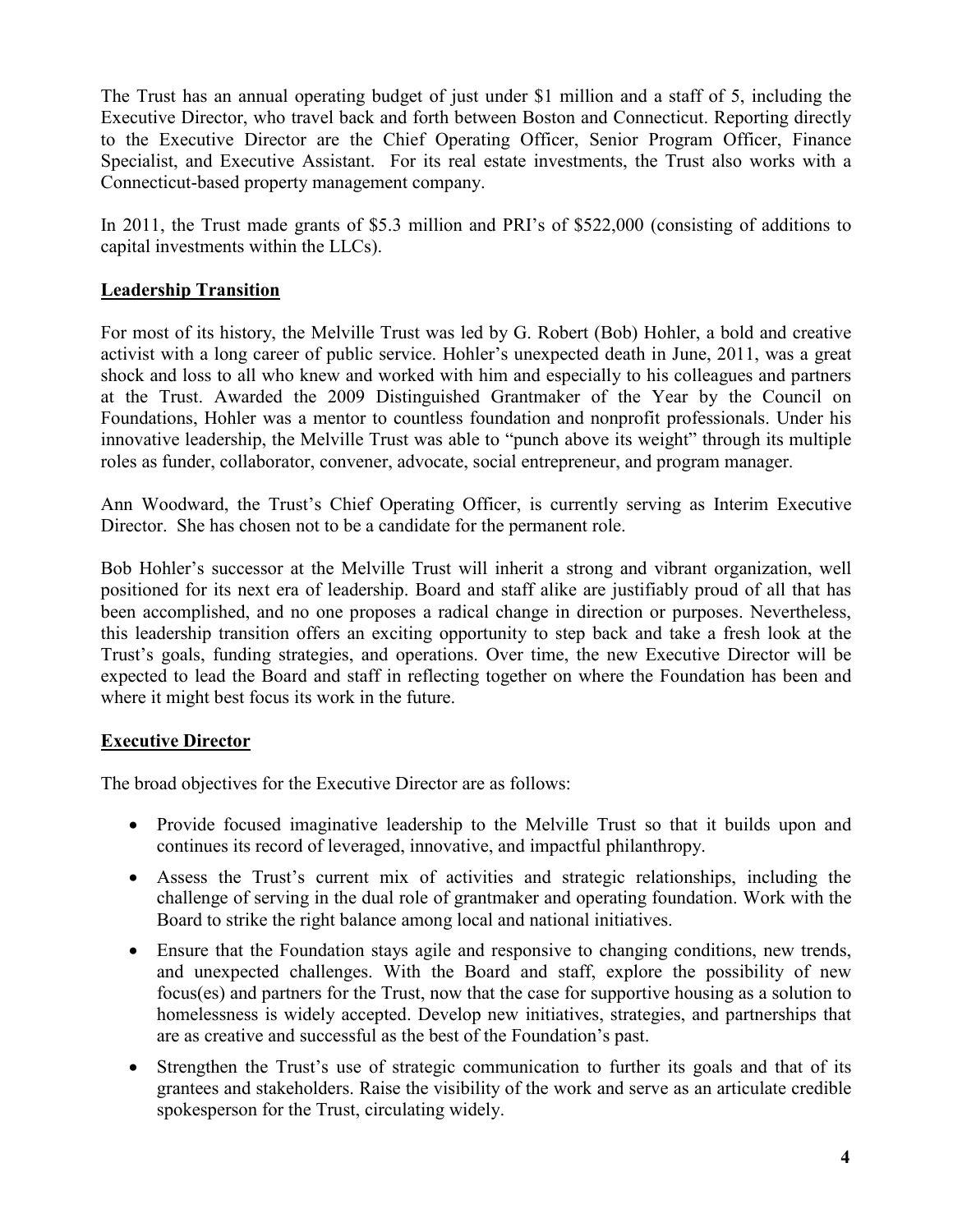The Trust has an annual operating budget of just under $1 million and a staff of 5, including the Executive Director, who travel back and forth between Boston and Connecticut. Reporting directly to the Executive Director are the Chief Operating Officer, Senior Program Officer, Finance Specialist, and Executive Assistant. For its real estate investments, the Trust also works with a Connecticut-based property management company.

In 2011, the Trust made grants of $5.3 million and PRI's of $522,000 (consisting of additions to capital investments within the LLCs).

## Leadership Transition

For most of its history, the Melville Trust was led by G. Robert (Bob) Hohler, a bold and creative activist with a long career of public service. Hohler's unexpected death in June, 2011, was a great shock and loss to all who knew and worked with him and especially to his colleagues and partners at the Trust. Awarded the 2009 Distinguished Grantmaker of the Year by the Council on Foundations, Hohler was a mentor to countless foundation and nonprofit professionals. Under his innovative leadership, the Melville Trust was able to "punch above its weight" through its multiple roles as funder, collaborator, convener, advocate, social entrepreneur, and program manager.

Ann Woodward, the Trust's Chief Operating Officer, is currently serving as Interim Executive Director. She has chosen not to be a candidate for the permanent role.

Bob Hohler's successor at the Melville Trust will inherit a strong and vibrant organization, well positioned for its next era of leadership. Board and staff alike are justifiably proud of all that has been accomplished, and no one proposes a radical change in direction or purposes. Nevertheless, this leadership transition offers an exciting opportunity to step back and take a fresh look at the Trust's goals, funding strategies, and operations. Over time, the new Executive Director will be expected to lead the Board and staff in reflecting together on where the Foundation has been and where it might best focus its work in the future.

## Executive Director

The broad objectives for the Executive Director are as follows:

- Provide focused imaginative leadership to the Melville Trust so that it builds upon and continues its record of leveraged, innovative, and impactful philanthropy.
- Assess the Trust's current mix of activities and strategic relationships, including the challenge of serving in the dual role of grantmaker and operating foundation. Work with the Board to strike the right balance among local and national initiatives.
- Ensure that the Foundation stays agile and responsive to changing conditions, new trends, and unexpected challenges. With the Board and staff, explore the possibility of new focus(es) and partners for the Trust, now that the case for supportive housing as a solution to homelessness is widely accepted. Develop new initiatives, strategies, and partnerships that are as creative and successful as the best of the Foundation's past.
- Strengthen the Trust's use of strategic communication to further its goals and that of its grantees and stakeholders. Raise the visibility of the work and serve as an articulate credible spokesperson for the Trust, circulating widely.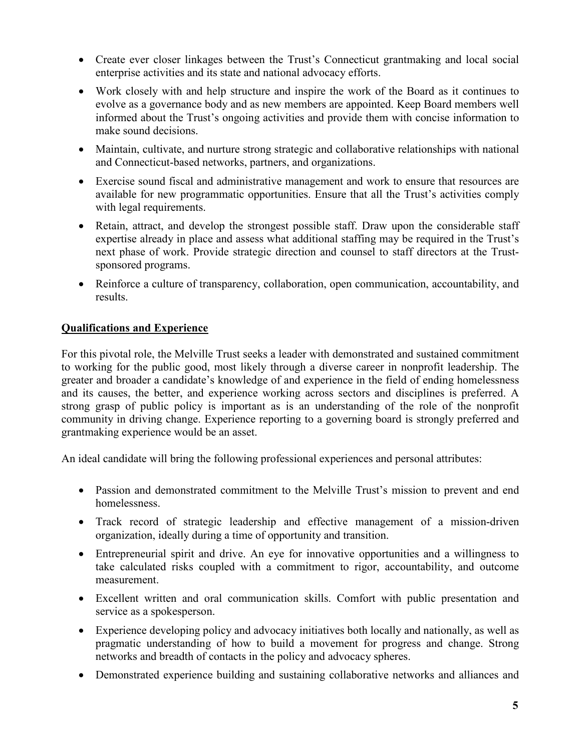- Create ever closer linkages between the Trust's Connecticut grantmaking and local social enterprise activities and its state and national advocacy efforts.
- Work closely with and help structure and inspire the work of the Board as it continues to evolve as a governance body and as new members are appointed. Keep Board members well informed about the Trust's ongoing activities and provide them with concise information to make sound decisions.
- Maintain, cultivate, and nurture strong strategic and collaborative relationships with national and Connecticut-based networks, partners, and organizations.
- Exercise sound fiscal and administrative management and work to ensure that resources are available for new programmatic opportunities. Ensure that all the Trust's activities comply with legal requirements.
- Retain, attract, and develop the strongest possible staff. Draw upon the considerable staff expertise already in place and assess what additional staffing may be required in the Trust's next phase of work. Provide strategic direction and counsel to staff directors at the Trust-sponsored programs.
- Reinforce a culture of transparency, collaboration, open communication, accountability, and results.

## Qualifications and Experience

For this pivotal role, the Melville Trust seeks a leader with demonstrated and sustained commitment to working for the public good, most likely through a diverse career in nonprofit leadership. The greater and broader a candidate's knowledge of and experience in the field of ending homelessness and its causes, the better, and experience working across sectors and disciplines is preferred. A strong grasp of public policy is important as is an understanding of the role of the nonprofit community in driving change. Experience reporting to a governing board is strongly preferred and grantmaking experience would be an asset.

An ideal candidate will bring the following professional experiences and personal attributes:

- Passion and demonstrated commitment to the Melville Trust's mission to prevent and end homelessness.
- Track record of strategic leadership and effective management of a mission-driven organization, ideally during a time of opportunity and transition.
- Entrepreneurial spirit and drive. An eye for innovative opportunities and a willingness to take calculated risks coupled with a commitment to rigor, accountability, and outcome measurement.
- Excellent written and oral communication skills. Comfort with public presentation and service as a spokesperson.
- Experience developing policy and advocacy initiatives both locally and nationally, as well as pragmatic understanding of how to build a movement for progress and change. Strong networks and breadth of contacts in the policy and advocacy spheres.
- Demonstrated experience building and sustaining collaborative networks and alliances and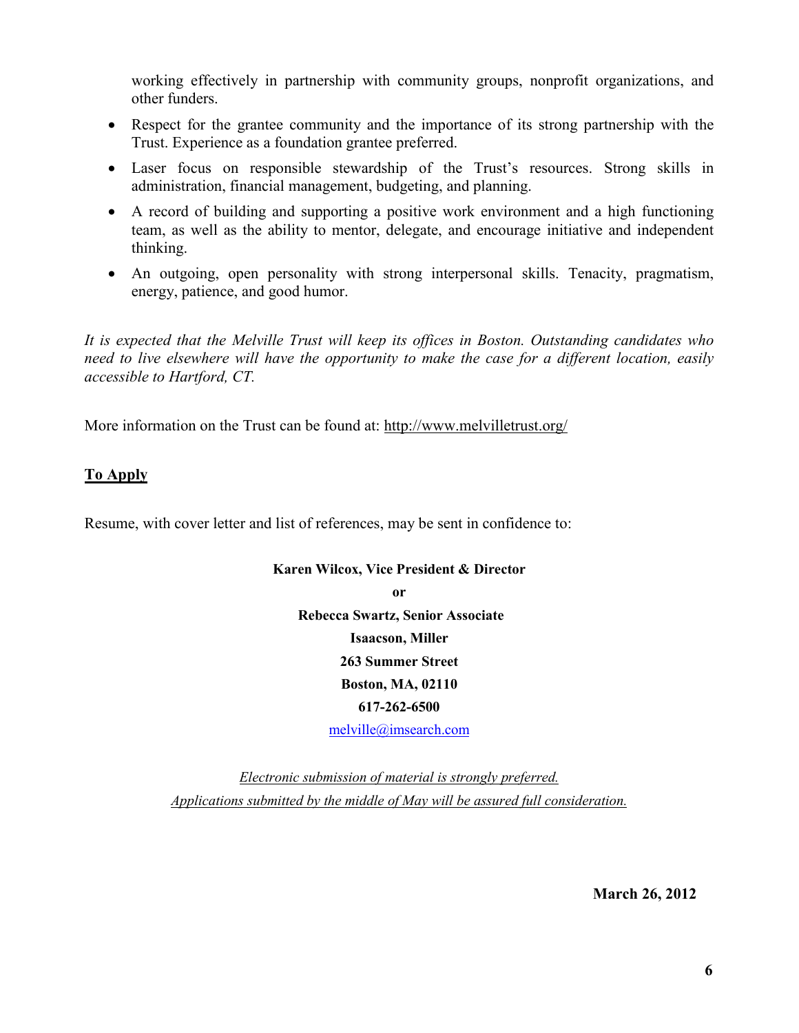working effectively in partnership with community groups, nonprofit organizations, and other funders.

- Respect for the grantee community and the importance of its strong partnership with the Trust. Experience as a foundation grantee preferred.
- Laser focus on responsible stewardship of the Trust's resources. Strong skills in administration, financial management, budgeting, and planning.
- A record of building and supporting a positive work environment and a high functioning team, as well as the ability to mentor, delegate, and encourage initiative and independent thinking.
- An outgoing, open personality with strong interpersonal skills. Tenacity, pragmatism, energy, patience, and good humor.

*It is expected that the Melville Trust will keep its offices in Boston. Outstanding candidates who need to live elsewhere will have the opportunity to make the case for a different location, easily accessible to Hartford, CT.*

More information on the Trust can be found at: http://www.melvilletrust.org/

## To Apply

Resume, with cover letter and list of references, may be sent in confidence to:

**Karen Wilcox, Vice President & Director**

**or**

**Rebecca Swartz, Senior Associate**

**Isaacson, Miller**

**263 Summer Street**

**Boston, MA, 02110**

**617-262-6500**

melville@imsearch.com

*Electronic submission of material is strongly preferred.*

*Applications submitted by the middle of May will be assured full consideration.*

**March 26, 2012**